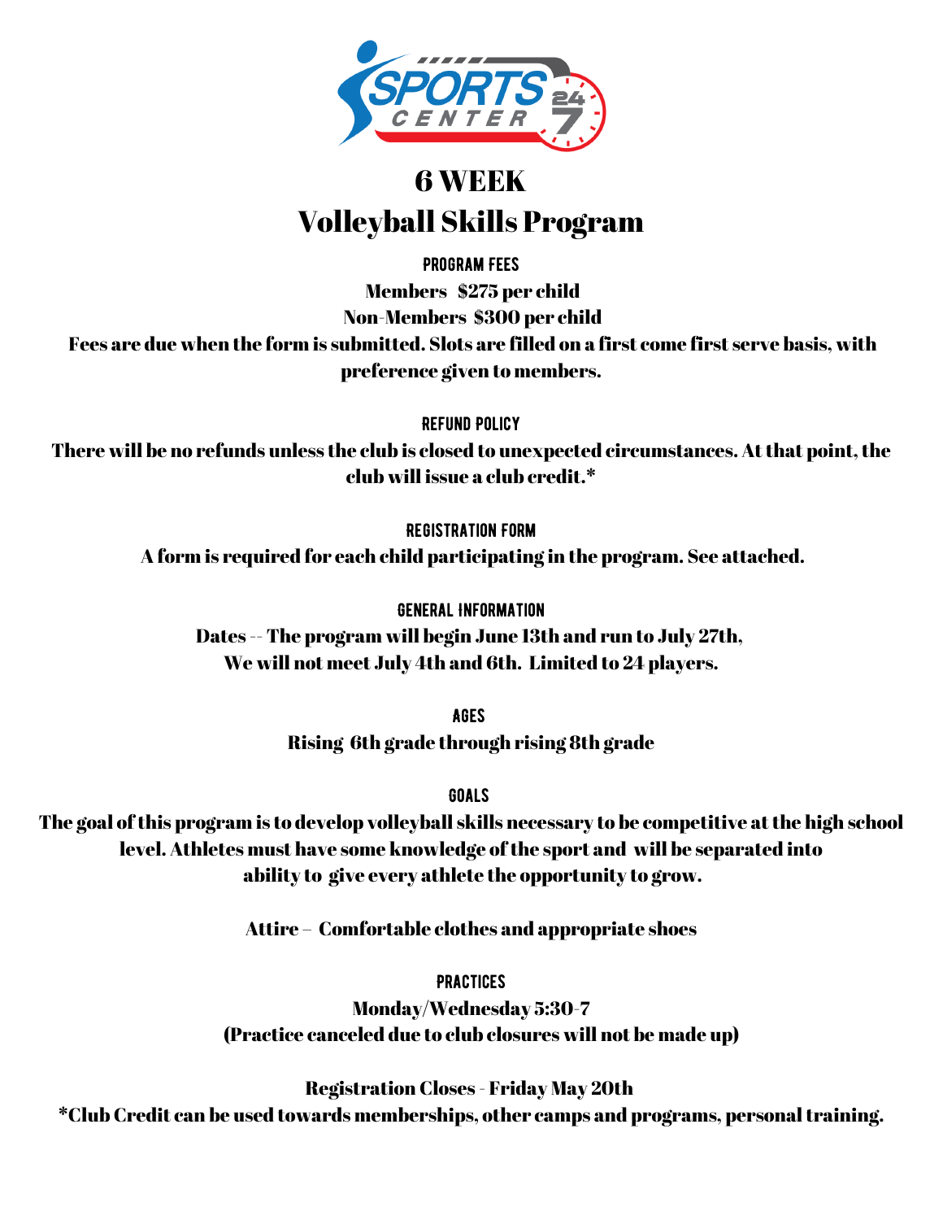# 6 WEEK

# Volleyball Skills Program

### PROGRAM FEES

**Members   $275 per child**

**Non-Members  $300 per child**

**Fees are due when the form is submitted. Slots are filled on a first come first serve basis, with preference given to members.**

### REFUND POLICY

**There will be no refunds unless the club is closed to unexpected circumstances. At that point, the club will issue a club credit.***

### REGISTRATION FORM

**A form is required for each child participating in the program. See attached.**

### GENERAL INFORMATION

**Dates -- The program will begin June 13th and run to July 27th,**
**We will not meet July 4th and 6th.  Limited to 24 players.**

### AGES

**Rising  6th grade through rising 8th grade**

### GOALS

**The goal of this program is to develop volleyball skills necessary to be competitive at the high school level. Athletes must have some knowledge of the sport and  will be separated into ability to  give every athlete the opportunity to grow.**

**Attire –  Comfortable clothes and appropriate shoes**

### PRACTICES

**Monday/Wednesday 5:30-7**

**(Practice canceled due to club closures will not be made up)**

**Registration Closes - Friday May 20th**

***Club Credit can be used towards memberships, other camps and programs, personal training.**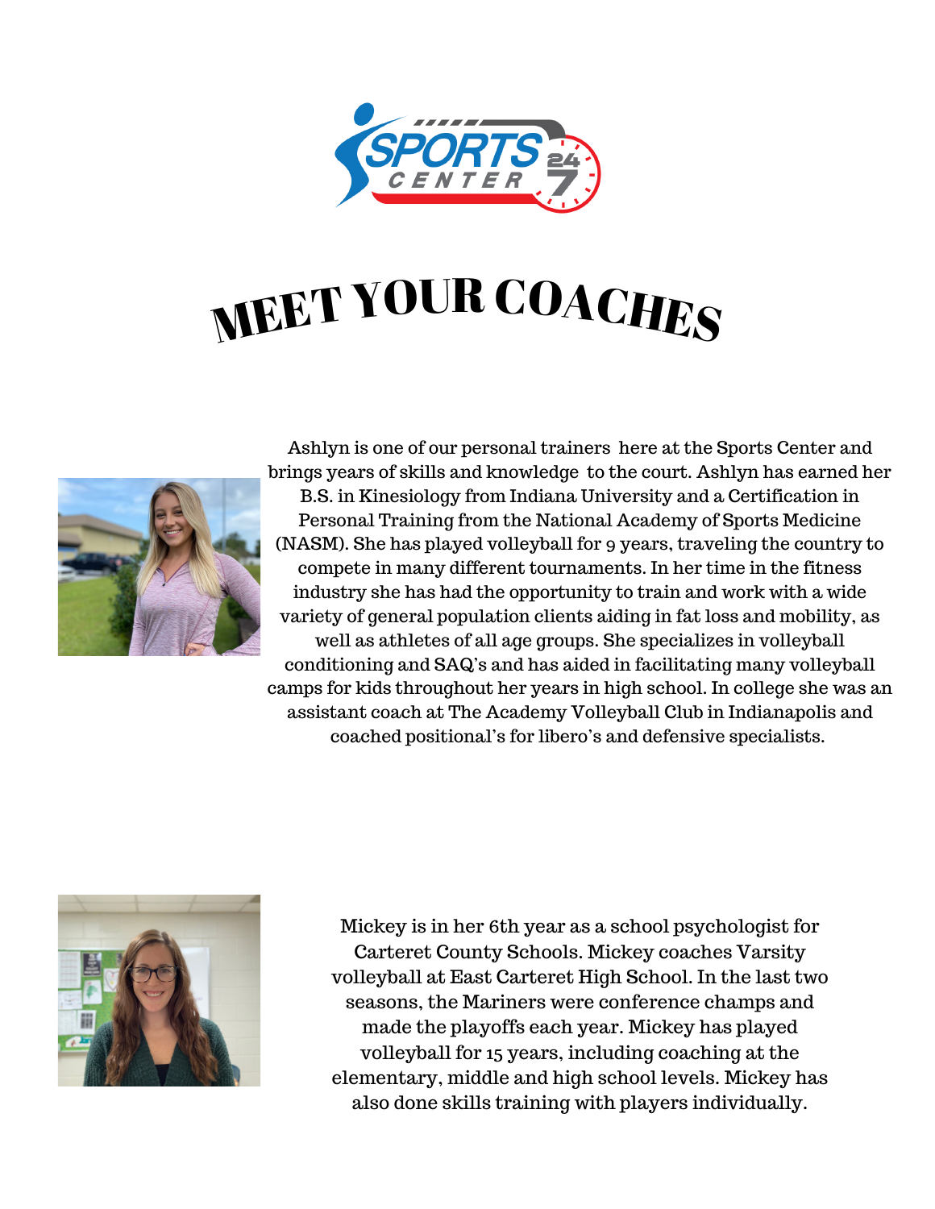# MEET YOUR COACHES

Ashlyn is one of our personal trainers here at the Sports Center and brings years of skills and knowledge to the court. Ashlyn has earned her B.S. in Kinesiology from Indiana University and a Certification in Personal Training from the National Academy of Sports Medicine (NASM). She has played volleyball for 9 years, traveling the country to compete in many different tournaments. In her time in the fitness industry she has had the opportunity to train and work with a wide variety of general population clients aiding in fat loss and mobility, as well as athletes of all age groups. She specializes in volleyball conditioning and SAQ's and has aided in facilitating many volleyball camps for kids throughout her years in high school. In college she was an assistant coach at The Academy Volleyball Club in Indianapolis and coached positional's for libero's and defensive specialists.

Mickey is in her 6th year as a school psychologist for Carteret County Schools. Mickey coaches Varsity volleyball at East Carteret High School. In the last two seasons, the Mariners were conference champs and made the playoffs each year. Mickey has played volleyball for 15 years, including coaching at the elementary, middle and high school levels. Mickey has also done skills training with players individually.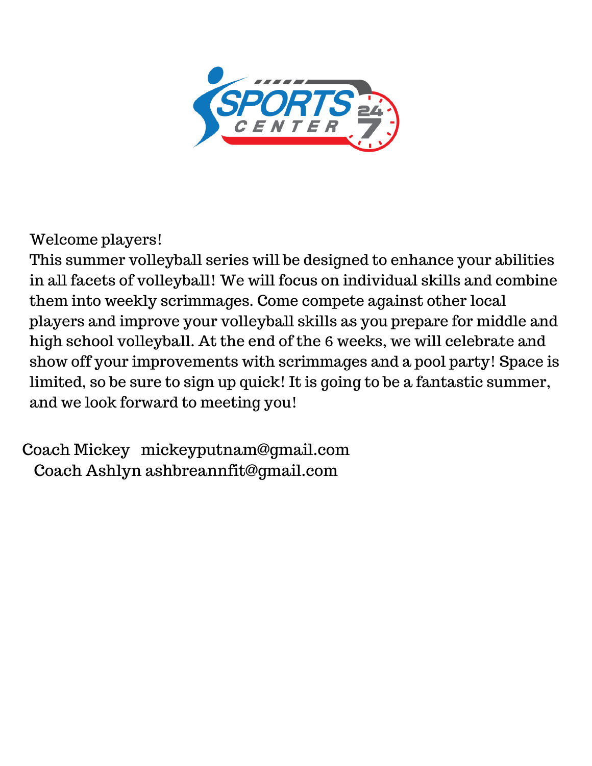Welcome players!

This summer volleyball series will be designed to enhance your abilities in all facets of volleyball! We will focus on individual skills and combine them into weekly scrimmages. Come compete against other local players and improve your volleyball skills as you prepare for middle and high school volleyball. At the end of the 6 weeks, we will celebrate and show off your improvements with scrimmages and a pool party! Space is limited, so be sure to sign up quick! It is going to be a fantastic summer, and we look forward to meeting you!

Coach Mickey mickeyputnam@gmail.com

Coach Ashlyn ashbreannfit@gmail.com